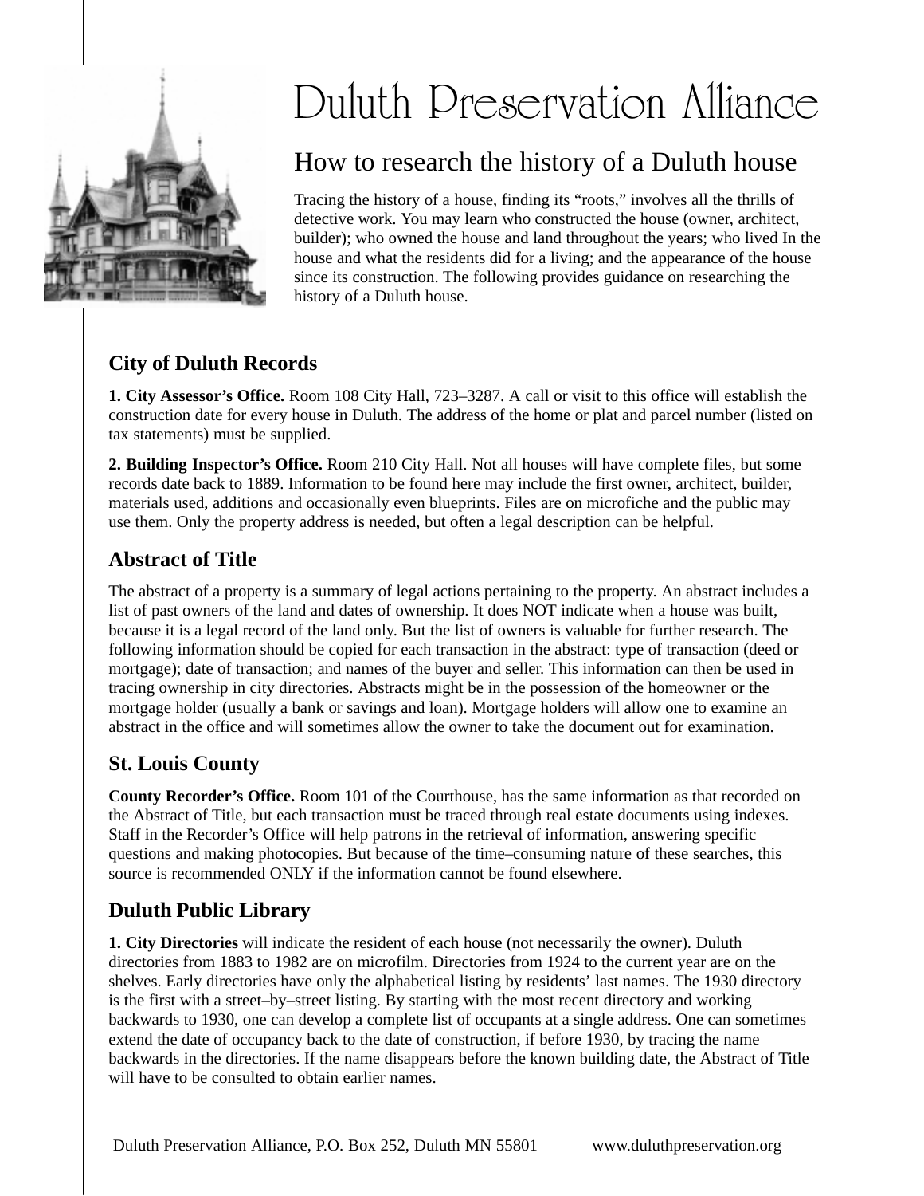# Duluth Preservation Alliance

## How to research the history of a Duluth house

Tracing the history of a house, finding its “roots,” involves all the thrills of detective work. You may learn who constructed the house (owner, architect, builder); who owned the house and land throughout the years; who lived In the house and what the residents did for a living; and the appearance of the house since its construction. The following provides guidance on researching the history of a Duluth house.

### City of Duluth Records

**1. City Assessor’s Office.** Room 108 City Hall, 723–3287. A call or visit to this office will establish the construction date for every house in Duluth. The address of the home or plat and parcel number (listed on tax statements) must be supplied.

**2. Building Inspector’s Office.** Room 210 City Hall. Not all houses will have complete files, but some records date back to 1889. Information to be found here may include the first owner, architect, builder, materials used, additions and occasionally even blueprints. Files are on microfiche and the public may use them. Only the property address is needed, but often a legal description can be helpful.

### Abstract of Title

The abstract of a property is a summary of legal actions pertaining to the property. An abstract includes a list of past owners of the land and dates of ownership. It does NOT indicate when a house was built, because it is a legal record of the land only. But the list of owners is valuable for further research. The following information should be copied for each transaction in the abstract: type of transaction (deed or mortgage); date of transaction; and names of the buyer and seller. This information can then be used in tracing ownership in city directories. Abstracts might be in the possession of the homeowner or the mortgage holder (usually a bank or savings and loan). Mortgage holders will allow one to examine an abstract in the office and will sometimes allow the owner to take the document out for examination.

### St. Louis County

**County Recorder’s Office.** Room 101 of the Courthouse, has the same information as that recorded on the Abstract of Title, but each transaction must be traced through real estate documents using indexes. Staff in the Recorder’s Office will help patrons in the retrieval of information, answering specific questions and making photocopies. But because of the time–consuming nature of these searches, this source is recommended ONLY if the information cannot be found elsewhere.

### Duluth Public Library

**1. City Directories** will indicate the resident of each house (not necessarily the owner). Duluth directories from 1883 to 1982 are on microfilm. Directories from 1924 to the current year are on the shelves. Early directories have only the alphabetical listing by residents’ last names. The 1930 directory is the first with a street–by–street listing. By starting with the most recent directory and working backwards to 1930, one can develop a complete list of occupants at a single address. One can sometimes extend the date of occupancy back to the date of construction, if before 1930, by tracing the name backwards in the directories. If the name disappears before the known building date, the Abstract of Title will have to be consulted to obtain earlier names.

Duluth Preservation Alliance, P.O. Box 252, Duluth MN 55801 www.duluthpreservation.org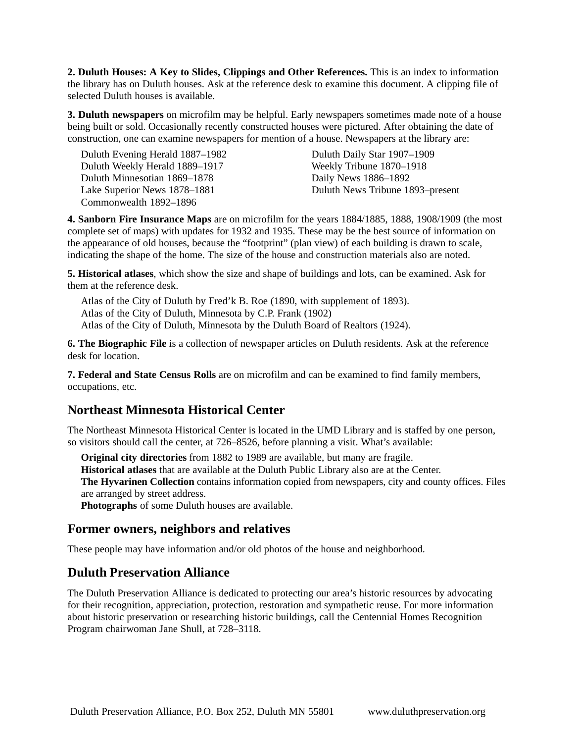**2. Duluth Houses: A Key to Slides, Clippings and Other References.** This is an index to information the library has on Duluth houses. Ask at the reference desk to examine this document. A clipping file of selected Duluth houses is available.

**3. Duluth newspapers** on microfilm may be helpful. Early newspapers sometimes made note of a house being built or sold. Occasionally recently constructed houses were pictured. After obtaining the date of construction, one can examine newspapers for mention of a house. Newspapers at the library are:

Duluth Evening Herald 1887–1982
Duluth Weekly Herald 1889–1917
Duluth Minnesotian 1869–1878
Lake Superior News 1878–1881
Commonwealth 1892–1896
Duluth Daily Star 1907–1909
Weekly Tribune 1870–1918
Daily News 1886–1892
Duluth News Tribune 1893–present

**4. Sanborn Fire Insurance Maps** are on microfilm for the years 1884/1885, 1888, 1908/1909 (the most complete set of maps) with updates for 1932 and 1935. These may be the best source of information on the appearance of old houses, because the "footprint" (plan view) of each building is drawn to scale, indicating the shape of the home. The size of the house and construction materials also are noted.

**5. Historical atlases**, which show the size and shape of buildings and lots, can be examined. Ask for them at the reference desk.

Atlas of the City of Duluth by Fred'k B. Roe (1890, with supplement of 1893).
Atlas of the City of Duluth, Minnesota by C.P. Frank (1902)
Atlas of the City of Duluth, Minnesota by the Duluth Board of Realtors (1924).

**6. The Biographic File** is a collection of newspaper articles on Duluth residents. Ask at the reference desk for location.

**7. Federal and State Census Rolls** are on microfilm and can be examined to find family members, occupations, etc.

## Northeast Minnesota Historical Center

The Northeast Minnesota Historical Center is located in the UMD Library and is staffed by one person, so visitors should call the center, at 726–8526, before planning a visit. What's available:

**Original city directories** from 1882 to 1989 are available, but many are fragile.
**Historical atlases** that are available at the Duluth Public Library also are at the Center.
**The Hyvarinen Collection** contains information copied from newspapers, city and county offices. Files are arranged by street address.
**Photographs** of some Duluth houses are available.

## Former owners, neighbors and relatives

These people may have information and/or old photos of the house and neighborhood.

## Duluth Preservation Alliance

The Duluth Preservation Alliance is dedicated to protecting our area's historic resources by advocating for their recognition, appreciation, protection, restoration and sympathetic reuse. For more information about historic preservation or researching historic buildings, call the Centennial Homes Recognition Program chairwoman Jane Shull, at 728–3118.

Duluth Preservation Alliance, P.O. Box 252, Duluth MN 55801 www.duluthpreservation.org